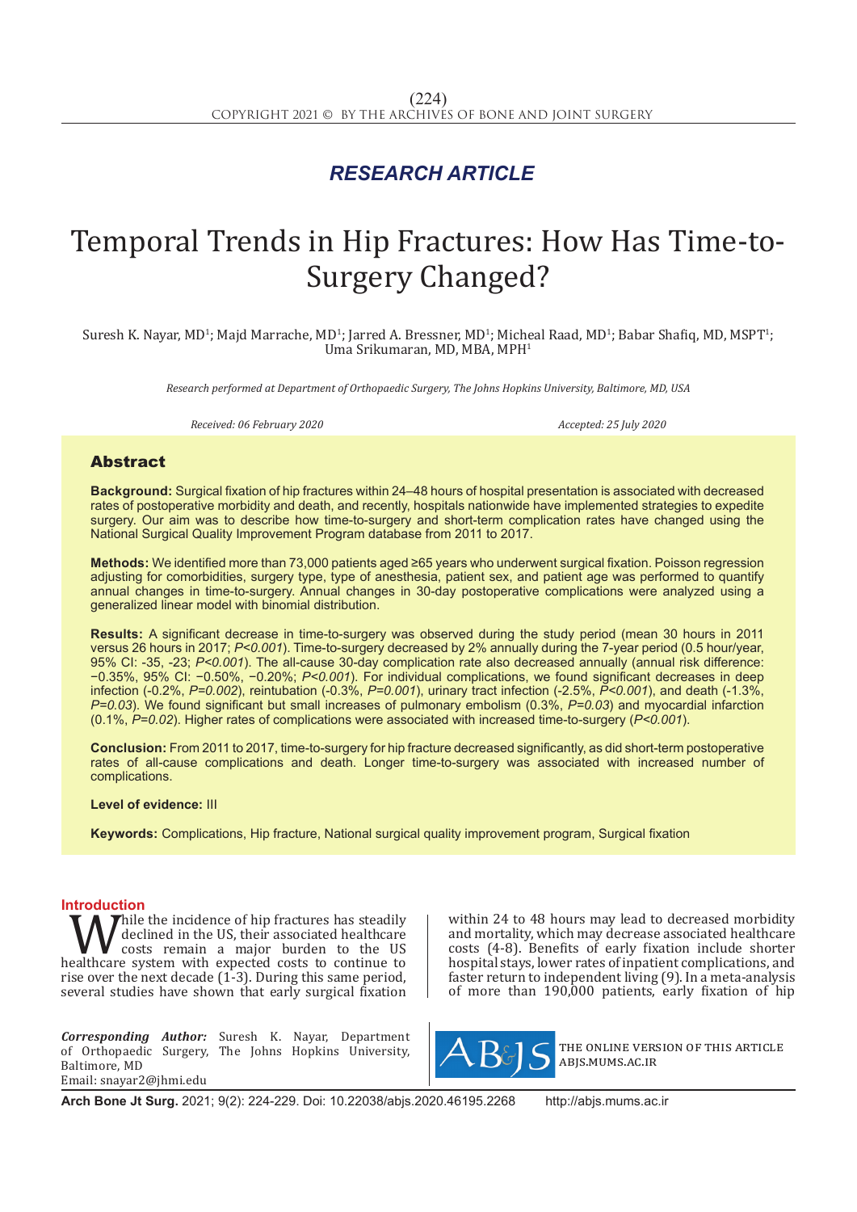*RESEARCH ARTICLE*

# Temporal Trends in Hip Fractures: How Has Time-to-Surgery Changed?

Suresh K. Nayar, MD[1]; Majd Marrache, MD[1]; Jarred A. Bressner, MD[1]; Micheal Raad, MD[1]; Babar Shafiq, MD, MSPT[1]; Uma Srikumaran, MD, MBA, MPH[1]

*Research performed at Department of Orthopaedic Surgery, The Johns Hopkins University, Baltimore, MD, USA*

*Received: 06 February 2020* *Accepted: 25 July 2020*

## Abstract

**Background:** Surgical fixation of hip fractures within 24–48 hours of hospital presentation is associated with decreased rates of postoperative morbidity and death, and recently, hospitals nationwide have implemented strategies to expedite surgery. Our aim was to describe how time-to-surgery and short-term complication rates have changed using the National Surgical Quality Improvement Program database from 2011 to 2017.

**Methods:** We identified more than 73,000 patients aged ≥65 years who underwent surgical fixation. Poisson regression adjusting for comorbidities, surgery type, type of anesthesia, patient sex, and patient age was performed to quantify annual changes in time-to-surgery. Annual changes in 30-day postoperative complications were analyzed using a generalized linear model with binomial distribution.

**Results:** A significant decrease in time-to-surgery was observed during the study period (mean 30 hours in 2011 versus 26 hours in 2017; *P<0.001*). Time-to-surgery decreased by 2% annually during the 7-year period (0.5 hour/year, 95% CI: -35, -23; *P<0.001*). The all-cause 30-day complication rate also decreased annually (annual risk difference: −0.35%, 95% CI: −0.50%, −0.20%; *P<0.001*). For individual complications, we found significant decreases in deep infection (-0.2%, *P=0.002*), reintubation (-0.3%, *P=0.001*), urinary tract infection (-2.5%, *P<0.001*), and death (-1.3%, *P=0.03*). We found significant but small increases of pulmonary embolism (0.3%, *P=0.03*) and myocardial infarction (0.1%, *P=0.02*). Higher rates of complications were associated with increased time-to-surgery (*P<0.001*).

**Conclusion:** From 2011 to 2017, time-to-surgery for hip fracture decreased significantly, as did short-term postoperative rates of all-cause complications and death. Longer time-to-surgery was associated with increased number of complications.

**Level of evidence:** III

**Keywords:** Complications, Hip fracture, National surgical quality improvement program, Surgical fixation

## Introduction

While the incidence of hip fractures has steadily declined in the US, their associated healthcare costs remain a major burden to the US healthcare system with expected costs to continue to rise over the next decade (1-3). During this same period, several studies have shown that early surgical fixation within 24 to 48 hours may lead to decreased morbidity and mortality, which may decrease associated healthcare costs (4-8). Benefits of early fixation include shorter hospital stays, lower rates of inpatient complications, and faster return to independent living (9). In a meta-analysis of more than 190,000 patients, early fixation of hip

*Corresponding Author:* Suresh K. Nayar, Department of Orthopaedic Surgery, The Johns Hopkins University, Baltimore, MD
Email: snayar2@jhmi.edu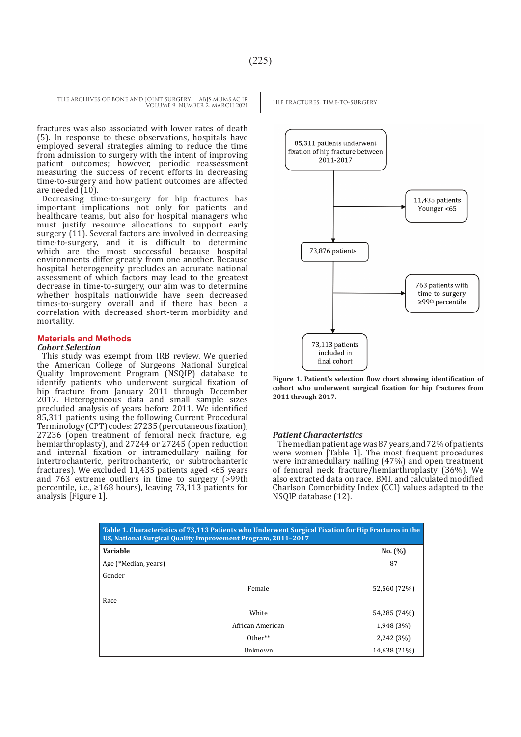fractures was also associated with lower rates of death (5). In response to these observations, hospitals have employed several strategies aiming to reduce the time from admission to surgery with the intent of improving patient outcomes; however, periodic reassessment measuring the success of recent efforts in decreasing time-to-surgery and how patient outcomes are affected are needed (10).

Decreasing time-to-surgery for hip fractures has important implications not only for patients and healthcare teams, but also for hospital managers who must justify resource allocations to support early surgery (11). Several factors are involved in decreasing time-to-surgery, and it is difficult to determine which are the most successful because hospital environments differ greatly from one another. Because hospital heterogeneity precludes an accurate national assessment of which factors may lead to the greatest decrease in time-to-surgery, our aim was to determine whether hospitals nationwide have seen decreased times-to-surgery overall and if there has been a correlation with decreased short-term morbidity and mortality.

## Materials and Methods

### *Cohort Selection*

This study was exempt from IRB review. We queried the American College of Surgeons National Surgical Quality Improvement Program (NSQIP) database to identify patients who underwent surgical fixation of hip fracture from January 2011 through December 2017. Heterogeneous data and small sample sizes precluded analysis of years before 2011. We identified 85,311 patients using the following Current Procedural Terminology (CPT) codes: 27235 (percutaneous fixation), 27236 (open treatment of femoral neck fracture, e.g. hemiarthroplasty), and 27244 or 27245 (open reduction and internal fixation or intramedullary nailing for intertrochanteric, peritrochanteric, or subtrochanteric fractures). We excluded 11,435 patients aged <65 years and 763 extreme outliers in time to surgery (>99th percentile, i.e., ≥168 hours), leaving 73,113 patients for analysis [Figure 1].

85,311 patients underwent fixation of hip fracture between 2011-2017
→ 11,435 patients Younger <65
73,876 patients
→ 763 patients with time-to-surgery ≥99th percentile
73,113 patients included in final cohort

**Figure 1. Patient's selection flow chart showing identification of cohort who underwent surgical fixation for hip fractures from 2011 through 2017.**

### *Patient Characteristics*

The median patient age was 87 years, and 72% of patients were women [Table 1]. The most frequent procedures were intramedullary nailing (47%) and open treatment of femoral neck fracture/hemiarthroplasty (36%). We also extracted data on race, BMI, and calculated modified Charlson Comorbidity Index (CCI) values adapted to the NSQIP database (12).

**Table 1. Characteristics of 73,113 Patients who Underwent Surgical Fixation for Hip Fractures in the US, National Surgical Quality Improvement Program, 2011–2017**

| Variable | | No. (%) |
|---|---|---|
| Age (*Median, years) | | 87 |
| Gender | | |
| | Female | 52,560 (72%) |
| Race | | |
| | White | 54,285 (74%) |
| | African American | 1,948 (3%) |
| | Other** | 2,242 (3%) |
| | Unknown | 14,638 (21%) |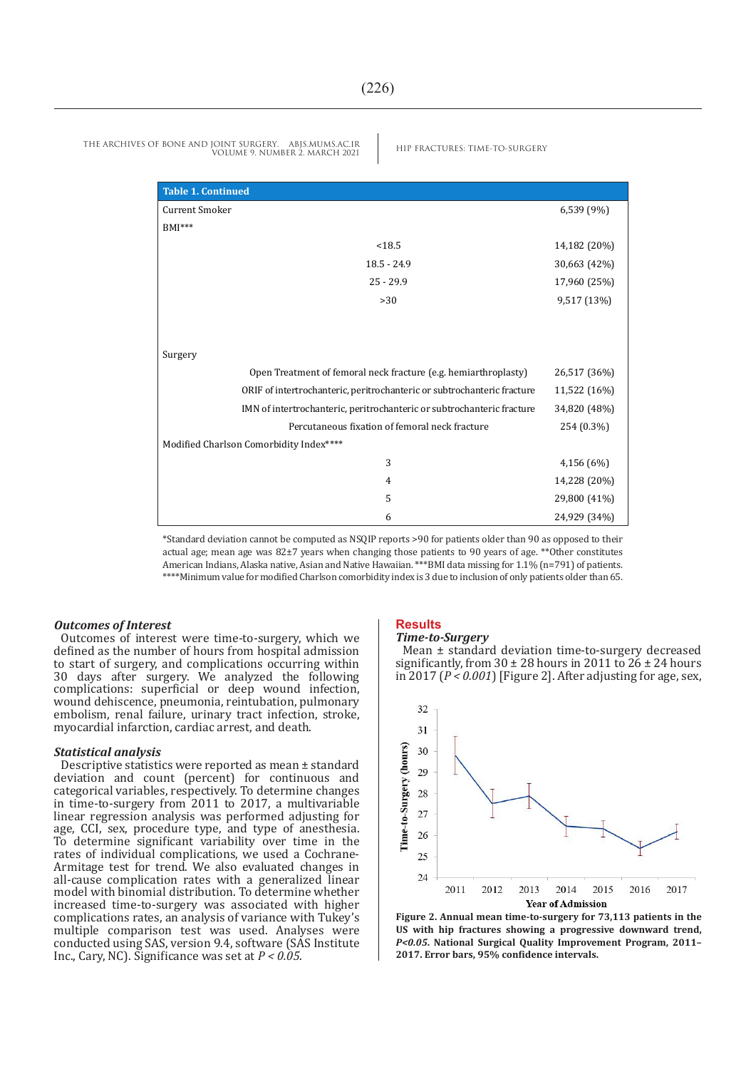| Table 1. Continued | | |
|---|---|---|
| Current Smoker | | 6,539 (9%) |
| BMI*** | | |
| | <18.5 | 14,182 (20%) |
| | 18.5 - 24.9 | 30,663 (42%) |
| | 25 - 29.9 | 17,960 (25%) |
| | >30 | 9,517 (13%) |
| Surgery | | |
| | Open Treatment of femoral neck fracture (e.g. hemiarthroplasty) | 26,517 (36%) |
| | ORIF of intertrochanteric, peritrochanteric or subtrochanteric fracture | 11,522 (16%) |
| | IMN of intertrochanteric, peritrochanteric or subtrochanteric fracture | 34,820 (48%) |
| | Percutaneous fixation of femoral neck fracture | 254 (0.3%) |
| Modified Charlson Comorbidity Index**** | | |
| | 3 | 4,156 (6%) |
| | 4 | 14,228 (20%) |
| | 5 | 29,800 (41%) |
| | 6 | 24,929 (34%) |

*Standard deviation cannot be computed as NSQIP reports >90 for patients older than 90 as opposed to their actual age; mean age was 82±7 years when changing those patients to 90 years of age. **Other constitutes American Indians, Alaska native, Asian and Native Hawaiian. ***BMI data missing for 1.1% (n=791) of patients. ****Minimum value for modified Charlson comorbidity index is 3 due to inclusion of only patients older than 65.

### *Outcomes of Interest*

Outcomes of interest were time-to-surgery, which we defined as the number of hours from hospital admission to start of surgery, and complications occurring within 30 days after surgery. We analyzed the following complications: superficial or deep wound infection, wound dehiscence, pneumonia, reintubation, pulmonary embolism, renal failure, urinary tract infection, stroke, myocardial infarction, cardiac arrest, and death.

### *Statistical analysis*

Descriptive statistics were reported as mean ± standard deviation and count (percent) for continuous and categorical variables, respectively. To determine changes in time-to-surgery from 2011 to 2017, a multivariable linear regression analysis was performed adjusting for age, CCI, sex, procedure type, and type of anesthesia. To determine significant variability over time in the rates of individual complications, we used a Cochrane-Armitage test for trend. We also evaluated changes in all-cause complication rates with a generalized linear model with binomial distribution. To determine whether increased time-to-surgery was associated with higher complications rates, an analysis of variance with Tukey's multiple comparison test was used. Analyses were conducted using SAS, software (SAS Institute Inc., Cary, NC). Significance was set at $P < 0.05$.

## Results

### *Time-to-Surgery*

Mean ± standard deviation time-to-surgery decreased significantly, from 30 ± 28 hours in 2011 to 26 ± 24 hours in 2017 ($P < 0.001$) [Figure 2]. After adjusting for age, sex,

**Figure 2. Annual mean time-to-surgery for 73,113 patients in the US with hip fractures showing a progressive downward trend, $P<0.05$. National Surgical Quality Improvement Program, 2011–2017. Error bars, 95% confidence intervals.**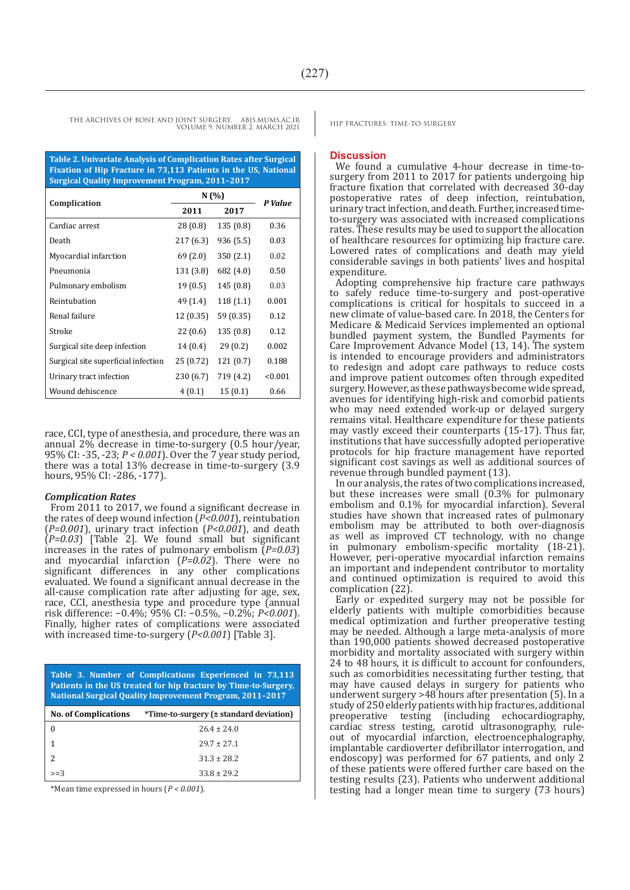**Table 2. Univariate Analysis of Complication Rates after Surgical Fixation of Hip Fracture in 73,113 Patients in the US, National Surgical Quality Improvement Program, 2011–2017**

| Complication | N (%) | | *P Value* |
|---|---|---|---|
| | 2011 | 2017 | |
| Cardiac arrest | 28 (0.8) | 135 (0.8) | 0.36 |
| Death | 217 (6.3) | 936 (5.5) | 0.03 |
| Myocardial infarction | 69 (2.0) | 350 (2.1) | 0.02 |
| Pneumonia | 131 (3.8) | 682 (4.0) | 0.50 |
| Pulmonary embolism | 19 (0.5) | 145 (0.8) | 0.03 |
| Reintubation | 49 (1.4) | 118 (1.1) | 0.001 |
| Renal failure | 12 (0.35) | 59 (0.35) | 0.12 |
| Stroke | 22 (0.6) | 135 (0.8) | 0.12 |
| Surgical site deep infection | 14 (0.4) | 29 (0.2) | 0.002 |
| Surgical site superficial infection | 25 (0.72) | 121 (0.7) | 0.188 |
| Urinary tract infection | 230 (6.7) | 719 (4.2) | <0.001 |
| Wound dehiscence | 4 (0.1) | 15 (0.1) | 0.66 |

race, CCI, type of anesthesia, and procedure, there was an annual 2% decrease in time-to-surgery (0.5 hour/year, 95% CI: -35, -23; *P < 0.001*). Over the 7 year study period, there was a total 13% decrease in time-to-surgery (3.9 hours, 95% CI: -286, -177).

### *Complication Rates*

From 2011 to 2017, we found a significant decrease in the rates of deep wound infection (*P<0.001*), reintubation (*P=0.001*), urinary tract infection (*P<0.001*), and death (*P=0.03*) [Table 2]. We found small but significant increases in the rates of pulmonary embolism (*P=0.03*) and myocardial infarction (*P=0.02*). There were no significant differences in any other complications evaluated. We found a significant annual decrease in the all-cause complication rate after adjusting for age, sex, race, CCI, anesthesia type and procedure type (annual risk difference: −0.4%; 95% CI: −0.5%, −0.2%; *P<0.001*). Finally, higher rates of complications were associated with increased time-to-surgery (*P<0.001*) [Table 3].

**Table 3. Number of Complications Experienced in 73,113 Patients in the US treated for hip fracture by Time-to-Surgery, National Surgical Quality Improvement Program, 2011–2017**

| No. of Complications | *Time-to-surgery (± standard deviation) |
|---|---|
| 0 | 26.4 ± 24.0 |
| 1 | 29.7 ± 27.1 |
| 2 | 31.3 ± 28.2 |
| >=3 | 33.8 ± 29.2 |

*Mean time expressed in hours (*P < 0.001*).

## Discussion

We found a cumulative 4-hour decrease in time-to-surgery from 2011 to 2017 for patients undergoing hip fracture fixation that correlated with decreased 30-day postoperative rates of deep infection, reintubation, urinary tract infection, and death. Further, increased time-to-surgery was associated with increased complications rates. These results may be used to support the allocation of healthcare resources for optimizing hip fracture care. Lowered rates of complications and death may yield considerable savings in both patients' lives and hospital expenditure.

Adopting comprehensive hip fracture care pathways to safely reduce time-to-surgery and post-operative complications is critical for hospitals to succeed in a new climate of value-based care. In 2018, the Centers for Medicare & Medicaid Services implemented an optional bundled payment system, the Bundled Payments for Care Improvement Advance Model (13, 14). The system is intended to encourage providers and administrators to redesign and adopt care pathways to reduce costs and improve patient outcomes often through expedited surgery. However, as these pathways become wide spread, avenues for identifying high-risk and comorbid patients who may need extended work-up or delayed surgery remains vital. Healthcare expenditure for these patients may vastly exceed their counterparts (15-17). Thus far, institutions that have successfully adopted perioperative protocols for hip fracture management have reported significant cost savings as well as additional sources of revenue through bundled payment (13).

In our analysis, the rates of two complications increased, but these increases were small (0.3% for pulmonary embolism and 0.1% for myocardial infarction). Several studies have shown that increased rates of pulmonary embolism may be attributed to both over-diagnosis as well as improved CT technology, with no change in pulmonary embolism-specific mortality (18-21). However, peri-operative myocardial infarction remains an important and independent contributor to mortality and continued optimization is required to avoid this complication (22).

Early or expedited surgery may not be possible for elderly patients with multiple comorbidities because medical optimization and further preoperative testing may be needed. Although a large meta-analysis of more than 190,000 patients showed decreased postoperative morbidity and mortality associated with surgery within 24 to 48 hours, it is difficult to account for confounders, such as comorbidities necessitating further testing, that may have caused delays in surgery for patients who underwent surgery >48 hours after presentation (5). In a study of 250 elderly patients with hip fractures, additional preoperative testing (including echocardiography, cardiac stress testing, carotid ultrasonography, rule-out of myocardial infarction, electroencephalography, implantable cardioverter defibrillator interrogation, and endoscopy) was performed for 67 patients, and only 2 of these patients were offered further care based on the testing results (23). Patients who underwent additional testing had a longer mean time to surgery (73 hours)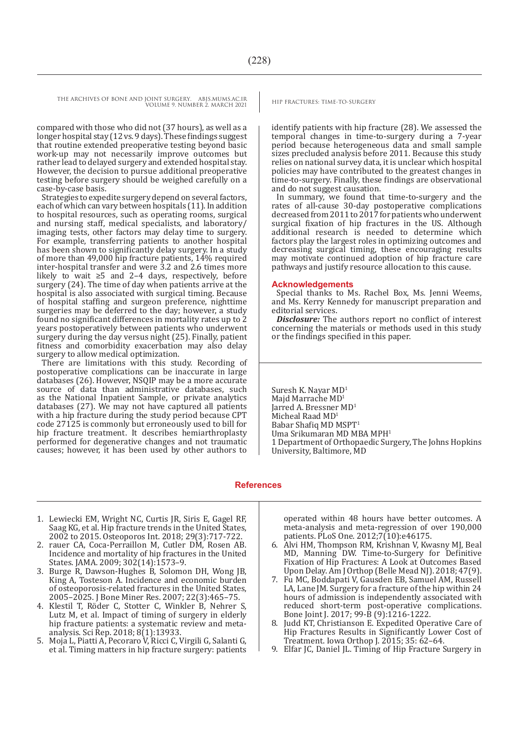compared with those who did not (37 hours), as well as a longer hospital stay (12 vs. 9 days). These findings suggest that routine extended preoperative testing beyond basic work-up may not necessarily improve outcomes but rather lead to delayed surgery and extended hospital stay. However, the decision to pursue additional preoperative testing before surgery should be weighed carefully on a case-by-case basis.

Strategies to expedite surgery depend on several factors, each of which can vary between hospitals (11). In addition to hospital resources, such as operating rooms, surgical and nursing staff, medical specialists, and laboratory/imaging tests, other factors may delay time to surgery. For example, transferring patients to another hospital has been shown to significantly delay surgery. In a study of more than 49,000 hip fracture patients, 14% required inter-hospital transfer and were 3.2 and 2.6 times more likely to wait ≥5 and 2–4 days, respectively, before surgery (24). The time of day when patients arrive at the hospital is also associated with surgical timing. Because of hospital staffing and surgeon preference, nighttime surgeries may be deferred to the day; however, a study found no significant differences in mortality rates up to 2 years postoperatively between patients who underwent surgery during the day versus night (25). Finally, patient fitness and comorbidity exacerbation may also delay surgery to allow medical optimization.

There are limitations with this study. Recording of postoperative complications can be inaccurate in large databases (26). However, NSQIP may be a more accurate source of data than administrative databases, such as the National Inpatient Sample, or private analytics databases (27). We may not have captured all patients with a hip fracture during the study period because CPT code 27125 is commonly but erroneously used to bill for hip fracture treatment. It describes hemiarthroplasty performed for degenerative changes and not traumatic causes; however, it has been used by other authors to identify patients with hip fracture (28). We assessed the temporal changes in time-to-surgery during a 7-year period because heterogeneous data and small sample sizes precluded analysis before 2011. Because this study relies on national survey data, it is unclear which hospital policies may have contributed to the greatest changes in time-to-surgery. Finally, these findings are observational and do not suggest causation.

In summary, we found that time-to-surgery and the rates of all-cause 30-day postoperative complications decreased from 2011 to 2017 for patients who underwent surgical fixation of hip fractures in the US. Although additional research is needed to determine which factors play the largest roles in optimizing outcomes and decreasing surgical timing, these encouraging results may motivate continued adoption of hip fracture care pathways and justify resource allocation to this cause.

## Acknowledgements

Special thanks to Ms. Rachel Box, Ms. Jenni Weems, and Ms. Kerry Kennedy for manuscript preparation and editorial services.

***Disclosure:*** The authors report no conflict of interest concerning the materials or methods used in this study or the findings specified in this paper.

Suresh K. Nayar MD[1]
Majd Marrache MD[1]
Jarred A. Bressner MD[1]
Micheal Raad MD[1]
Babar Shafiq MD MSPT[1]
Uma Srikumaran MD MBA MPH[1]
1 Department of Orthopaedic Surgery, The Johns Hopkins University, Baltimore, MD

## References

1. Lewiecki EM, Wright NC, Curtis JR, Siris E, Gagel RF, Saag KG, et al. Hip fracture trends in the United States, 2002 to 2015. Osteoporos Int. 2018; 29(3):717-722.
2. rauer CA, Coca-Perraillon M, Cutler DM, Rosen AB. Incidence and mortality of hip fractures in the United States. JAMA. 2009; 302(14):1573–9.
3. Burge R, Dawson-Hughes B, Solomon DH, Wong JB, King A, Tosteson A. Incidence and economic burden of osteoporosis-related fractures in the United States, 2005–2025. J Bone Miner Res. 2007; 22(3):465–75.
4. Klestil T, Röder C, Stotter C, Winkler B, Nehrer S, Lutz M, et al. Impact of timing of surgery in elderly hip fracture patients: a systematic review and meta-analysis. Sci Rep. 2018; 8(1):13933.
5. Moja L, Piatti A, Pecoraro V, Ricci C, Virgili G, Salanti G, et al. Timing matters in hip fracture surgery: patients operated within 48 hours have better outcomes. A meta-analysis and meta-regression of over 190,000 patients. PLoS One. 2012;7(10):e46175.
6. Alvi HM, Thompson RM, Krishnan V, Kwasny MJ, Beal MD, Manning DW. Time-to-Surgery for Definitive Fixation of Hip Fractures: A Look at Outcomes Based Upon Delay. Am J Orthop (Belle Mead NJ). 2018; 47(9).
7. Fu MC, Boddapati V, Gausden EB, Samuel AM, Russell LA, Lane JM. Surgery for a fracture of the hip within 24 hours of admission is independently associated with reduced short-term post-operative complications. Bone Joint J. 2017; 99-B (9):1216-1222.
8. Judd KT, Christianson E. Expedited Operative Care of Hip Fractures Results in Significantly Lower Cost of Treatment. Iowa Orthop J. 2015; 35: 62–64.
9. Elfar JC, Daniel JL. Timing of Hip Fracture Surgery in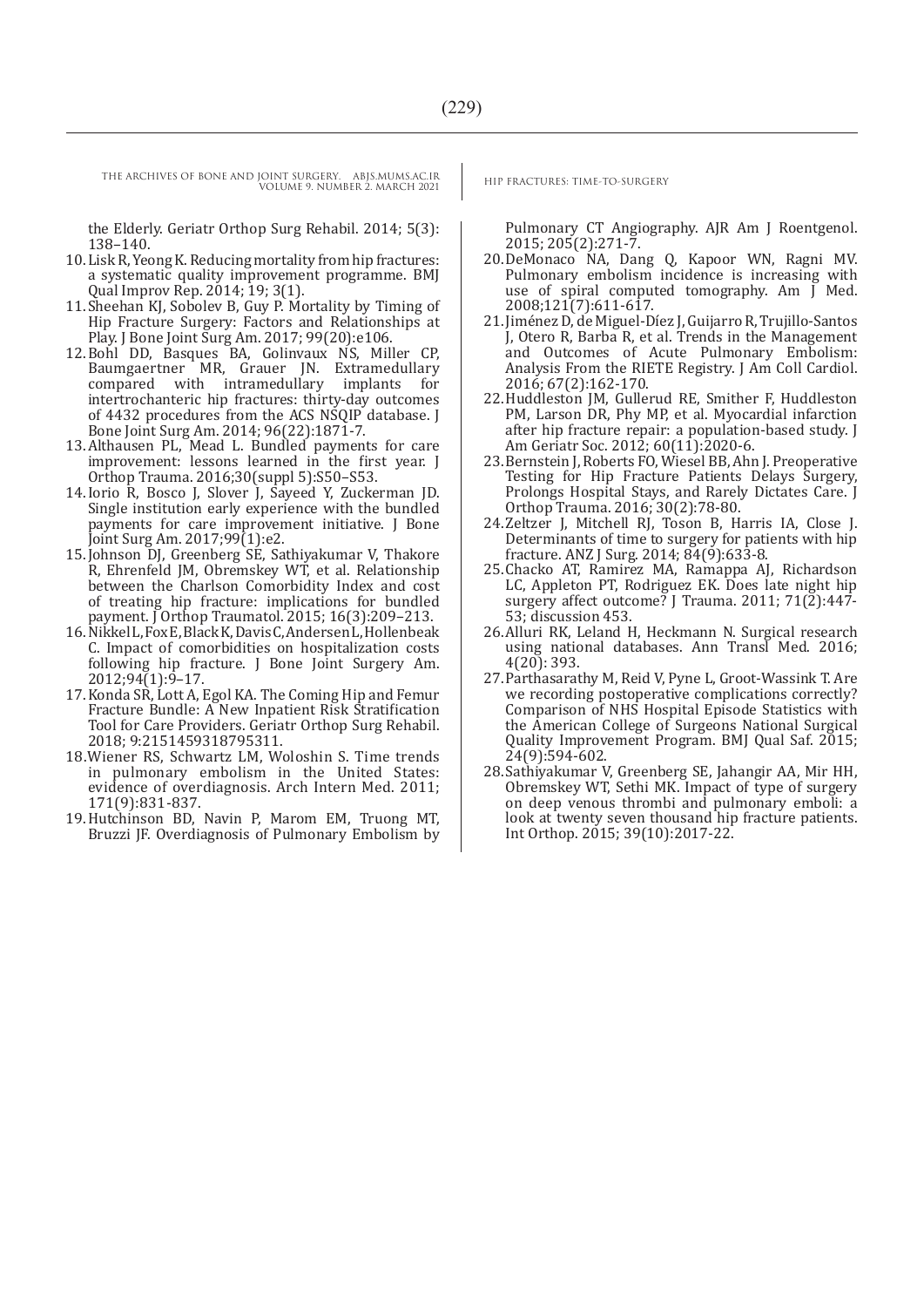the Elderly. Geriatr Orthop Surg Rehabil. 2014; 5(3): 138–140.

10. Lisk R, Yeong K. Reducing mortality from hip fractures: a systematic quality improvement programme. BMJ Qual Improv Rep. 2014; 19; 3(1).
11. Sheehan KJ, Sobolev B, Guy P. Mortality by Timing of Hip Fracture Surgery: Factors and Relationships at Play. J Bone Joint Surg Am. 2017; 99(20):e106.
12. Bohl DD, Basques BA, Golinvaux NS, Miller CP, Baumgaertner MR, Grauer JN. Extramedullary compared with intramedullary implants for intertrochanteric hip fractures: thirty-day outcomes of 4432 procedures from the ACS NSQIP database. J Bone Joint Surg Am. 2014; 96(22):1871-7.
13. Althausen PL, Mead L. Bundled payments for care improvement: lessons learned in the first year. J Orthop Trauma. 2016;30(suppl 5):S50–S53.
14. Iorio R, Bosco J, Slover J, Sayeed Y, Zuckerman JD. Single institution early experience with the bundled payments for care improvement initiative. J Bone Joint Surg Am. 2017;99(1):e2.
15. Johnson DJ, Greenberg SE, Sathiyakumar V, Thakore R, Ehrenfeld JM, Obremskey WT, et al. Relationship between the Charlson Comorbidity Index and cost of treating hip fracture: implications for bundled payment. J Orthop Traumatol. 2015; 16(3):209–213.
16. Nikkel L, Fox E, Black K, Davis C, Andersen L, Hollenbeak C. Impact of comorbidities on hospitalization costs following hip fracture. J Bone Joint Surgery Am. 2012;94(1):9–17.
17. Konda SR, Lott A, Egol KA. The Coming Hip and Femur Fracture Bundle: A New Inpatient Risk Stratification Tool for Care Providers. Geriatr Orthop Surg Rehabil. 2018; 9:2151459318795311.
18. Wiener RS, Schwartz LM, Woloshin S. Time trends in pulmonary embolism in the United States: evidence of overdiagnosis. Arch Intern Med. 2011; 171(9):831-837.
19. Hutchinson BD, Navin P, Marom EM, Truong MT, Bruzzi JF. Overdiagnosis of Pulmonary Embolism by Pulmonary CT Angiography. AJR Am J Roentgenol. 2015; 205(2):271-7.
20. DeMonaco NA, Dang Q, Kapoor WN, Ragni MV. Pulmonary embolism incidence is increasing with use of spiral computed tomography. Am J Med. 2008;121(7):611-617.
21. Jiménez D, de Miguel-Díez J, Guijarro R, Trujillo-Santos J, Otero R, Barba R, et al. Trends in the Management and Outcomes of Acute Pulmonary Embolism: Analysis From the RIETE Registry. J Am Coll Cardiol. 2016; 67(2):162-170.
22. Huddleston JM, Gullerud RE, Smither F, Huddleston PM, Larson DR, Phy MP, et al. Myocardial infarction after hip fracture repair: a population-based study. J Am Geriatr Soc. 2012; 60(11):2020-6.
23. Bernstein J, Roberts FO, Wiesel BB, Ahn J. Preoperative Testing for Hip Fracture Patients Delays Surgery, Prolongs Hospital Stays, and Rarely Dictates Care. J Orthop Trauma. 2016; 30(2):78-80.
24. Zeltzer J, Mitchell RJ, Toson B, Harris IA, Close J. Determinants of time to surgery for patients with hip fracture. ANZ J Surg. 2014; 84(9):633-8.
25. Chacko AT, Ramirez MA, Ramappa AJ, Richardson LC, Appleton PT, Rodriguez EK. Does late night hip surgery affect outcome? J Trauma. 2011; 71(2):447-53; discussion 453.
26. Alluri RK, Leland H, Heckmann N. Surgical research using national databases. Ann Transl Med. 2016; 4(20): 393.
27. Parthasarathy M, Reid V, Pyne L, Groot-Wassink T. Are we recording postoperative complications correctly? Comparison of NHS Hospital Episode Statistics with the American College of Surgeons National Surgical Quality Improvement Program. BMJ Qual Saf. 2015; 24(9):594-602.
28. Sathiyakumar V, Greenberg SE, Jahangir AA, Mir HH, Obremskey WT, Sethi MK. Impact of type of surgery on deep venous thrombi and pulmonary emboli: a look at twenty seven thousand hip fracture patients. Int Orthop. 2015; 39(10):2017-22.